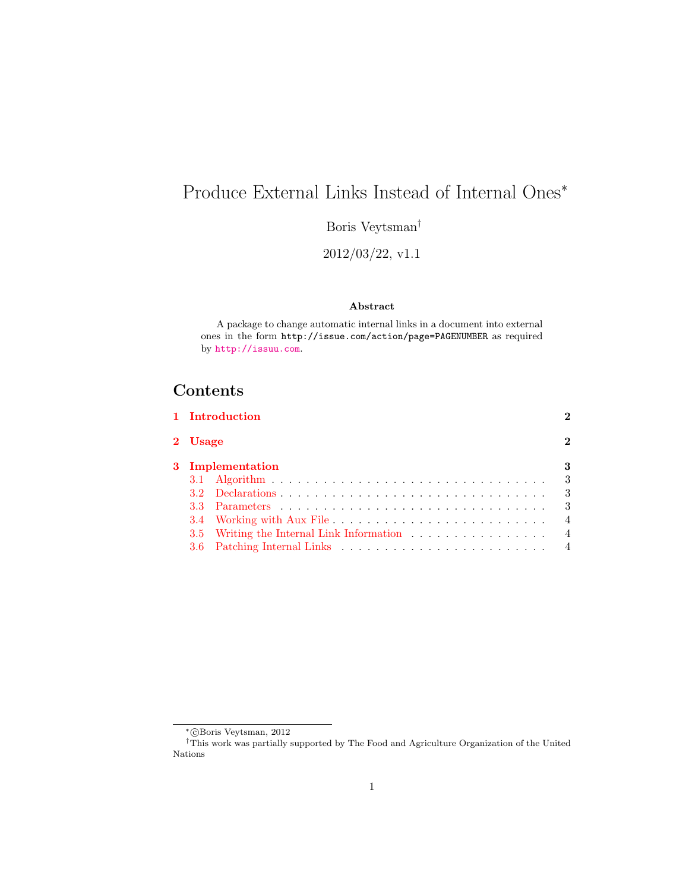# Produce External Links Instead of Internal Ones*

Boris Veytsman†

2012/03/22, v1.1

**Abstract**

A package to change automatic internal links in a document into external ones in the form `http://issue.com/action/page=PAGENUMBER` as required by `http://issuu.com`.

## Contents

- **1 Introduction** — 2
- **2 Usage** — 2
- **3 Implementation** — 3
  - 3.1 Algorithm — 3
  - 3.2 Declarations — 3
  - 3.3 Parameters — 3
  - 3.4 Working with Aux File — 4
  - 3.5 Writing the Internal Link Information — 4
  - 3.6 Patching Internal Links — 4

---

*©Boris Veytsman, 2012

†This work was partially supported by The Food and Agriculture Organization of the United Nations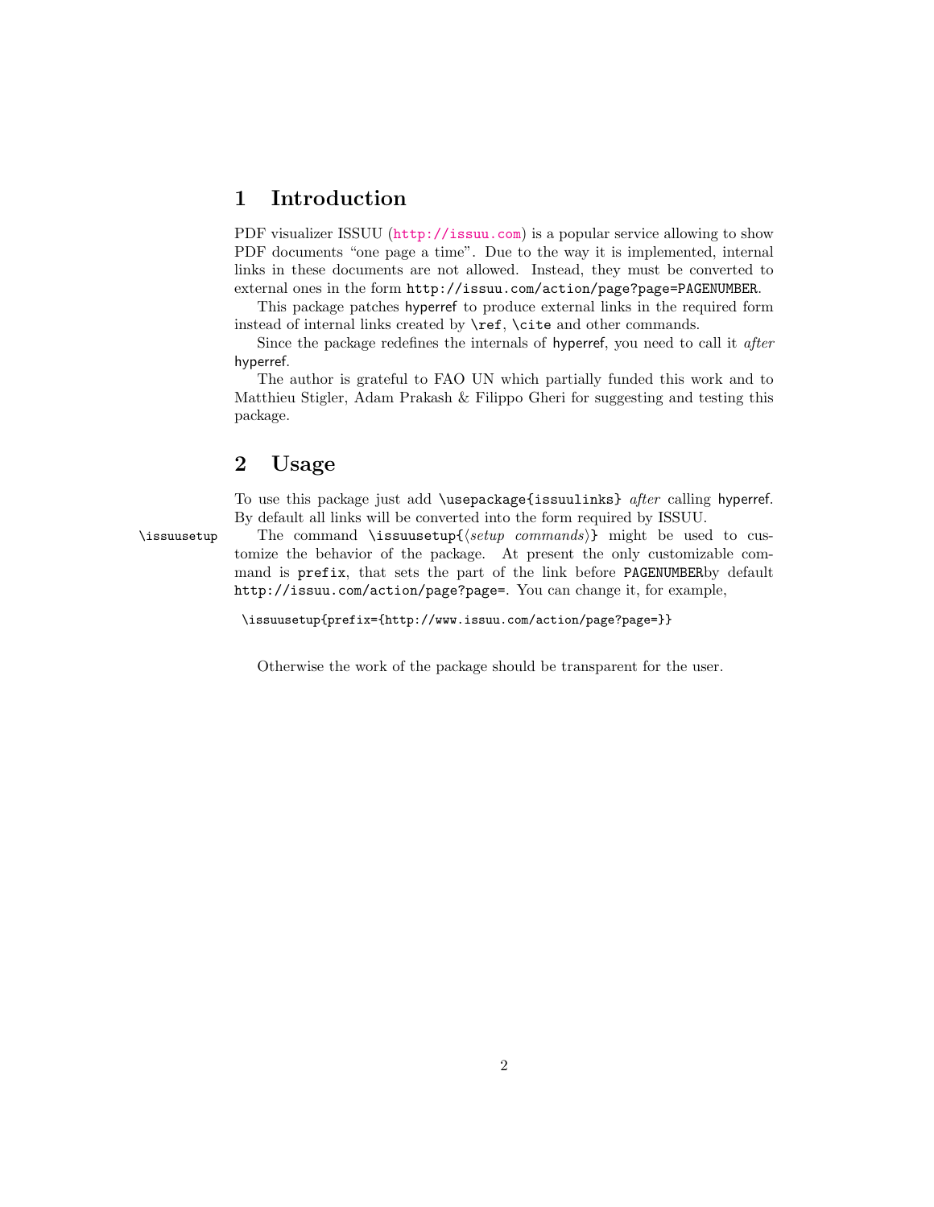# 1 Introduction

PDF visualizer ISSUU (`http://issuu.com`) is a popular service allowing to show PDF documents "one page a time". Due to the way it is implemented, internal links in these documents are not allowed. Instead, they must be converted to external ones in the form `http://issuu.com/action/page?page=PAGENUMBER`.

This package patches hyperref to produce external links in the required form instead of internal links created by `\ref`, `\cite` and other commands.

Since the package redefines the internals of hyperref, you need to call it *after* hyperref.

The author is grateful to FAO UN which partially funded this work and to Matthieu Stigler, Adam Prakash & Filippo Gheri for suggesting and testing this package.

# 2 Usage

To use this package just add `\usepackage{issuulinks}` *after* calling hyperref. By default all links will be converted into the form required by ISSUU.

`\issuusetup` The command `\issuusetup{`⟨*setup commands*⟩`}` might be used to customize the behavior of the package. At present the only customizable command is `prefix`, that sets the part of the link before `PAGENUMBER`by default `http://issuu.com/action/page?page=`. You can change it, for example,

```
\issuusetup{prefix={http://www.issuu.com/action/page?page=}}
```

Otherwise the work of the package should be transparent for the user.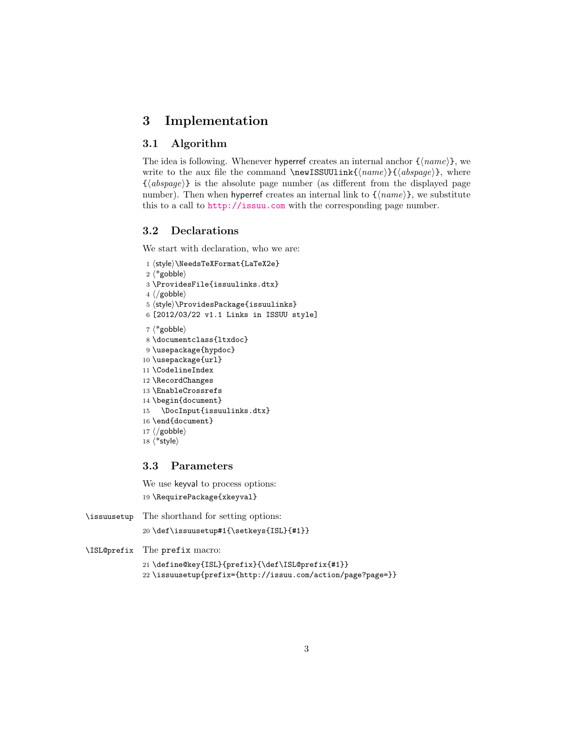# 3 Implementation

## 3.1 Algorithm

The idea is following. Whenever hyperref creates an internal anchor {⟨*name*⟩}, we write to the aux file the command `\newISSUUlink{`⟨*name*⟩`}{`⟨*abspage*⟩`}`, where {⟨*abspage*⟩} is the absolute page number (as different from the displayed page number). Then when hyperref creates an internal link to {⟨*name*⟩}, we substitute this to a call to http://issuu.com with the corresponding page number.

## 3.2 Declarations

We start with declaration, who we are:

```
1 ⟨style⟩\NeedsTeXFormat{LaTeX2e}
2 ⟨*gobble⟩
3 \ProvidesFile{issuulinks.dtx}
4 ⟨/gobble⟩
5 ⟨style⟩\ProvidesPackage{issuulinks}
6 [2012/03/22 v1.1 Links in ISSUU style]
7 ⟨*gobble⟩
8 \documentclass{ltxdoc}
9 \usepackage{hypdoc}
10 \usepackage{url}
11 \CodelineIndex
12 \RecordChanges
13 \EnableCrossrefs
14 \begin{document}
15   \DocInput{issuulinks.dtx}
16 \end{document}
17 ⟨/gobble⟩
18 ⟨*style⟩
```

## 3.3 Parameters

We use keyval to process options:

```
19 \RequirePackage{xkeyval}
```

`\issuusetup` The shorthand for setting options:

```
20 \def\issuusetup#1{\setkeys{ISL}{#1}}
```

`\ISL@prefix` The `prefix` macro:

```
21 \define@key{ISL}{prefix}{\def\ISL@prefix{#1}}
22 \issuusetup{prefix={http://issuu.com/action/page?page=}}
```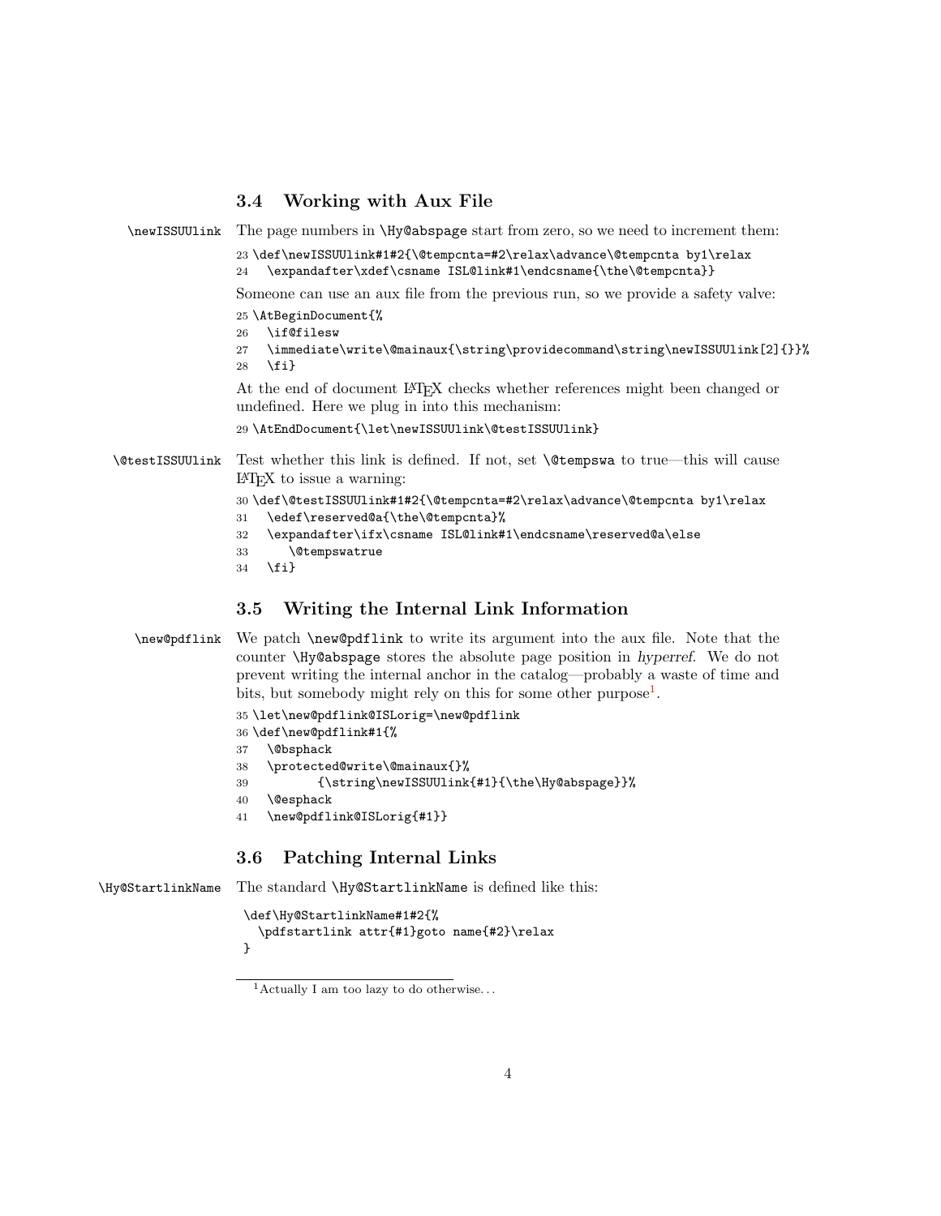### 3.4 Working with Aux File

\newISSUUlink The page numbers in `\Hy@abspage` start from zero, so we need to increment them:

```
23 \def\newISSUUlink#1#2{\@tempcnta=#2\relax\advance\@tempcnta by1\relax
24   \expandafter\xdef\csname ISL@link#1\endcsname{\the\@tempcnta}}
```

Someone can use an aux file from the previous run, so we provide a safety valve:

```
25 \AtBeginDocument{%
26   \if@filesw
27   \immediate\write\@mainaux{\string\providecommand\string\newISSUUlink[2]{}}%
28   \fi}
```

At the end of document LaTeX checks whether references might been changed or undefined. Here we plug in into this mechanism:

```
29 \AtEndDocument{\let\newISSUUlink\@testISSUUlink}
```

\@testISSUUlink Test whether this link is defined. If not, set `\@tempswa` to true—this will cause LaTeX to issue a warning:

```
30 \def\@testISSUUlink#1#2{\@tempcnta=#2\relax\advance\@tempcnta by1\relax
31   \edef\reserved@a{\the\@tempcnta}%
32   \expandafter\ifx\csname ISL@link#1\endcsname\reserved@a\else
33     \@tempswatrue
34   \fi}
```

### 3.5 Writing the Internal Link Information

\new@pdflink We patch `\new@pdflink` to write its argument into the aux file. Note that the counter `\Hy@abspage` stores the absolute page position in *hyperref*. We do not prevent writing the internal anchor in the catalog—probably a waste of time and bits, but somebody might rely on this for some other purpose[1].

```
35 \let\new@pdflink@ISLorig=\new@pdflink
36 \def\new@pdflink#1{%
37   \@bsphack
38   \protected@write\@mainaux{}%
39         {\string\newISSUUlink{#1}{\the\Hy@abspage}}%
40   \@esphack
41   \new@pdflink@ISLorig{#1}}
```

### 3.6 Patching Internal Links

\Hy@StartlinkName The standard `\Hy@StartlinkName` is defined like this:

```
\def\Hy@StartlinkName#1#2{%
  \pdfstartlink attr{#1}goto name{#2}\relax
}
```

[1] Actually I am too lazy to do otherwise. . .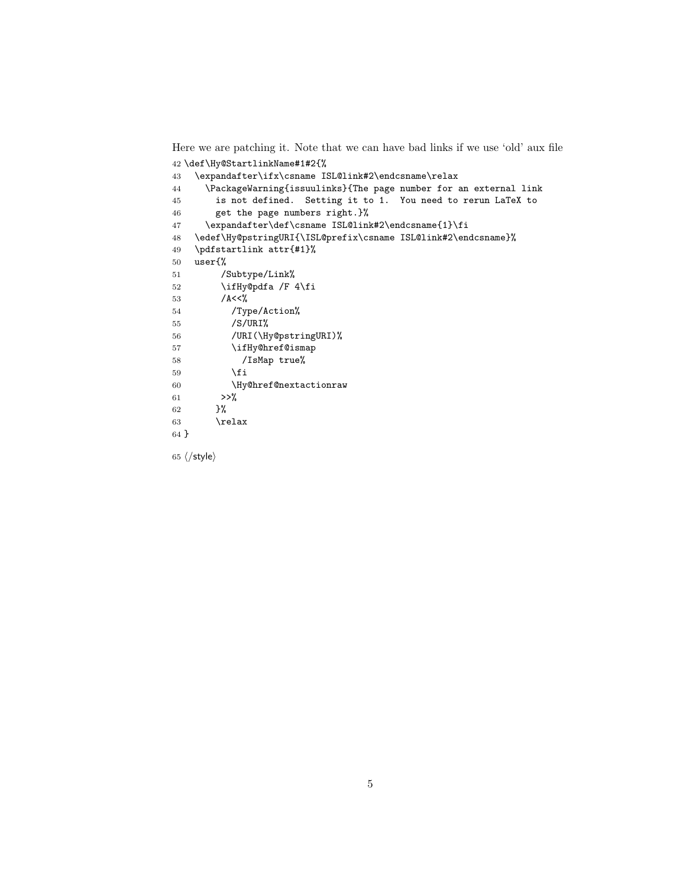Here we are patching it. Note that we can have bad links if we use 'old' aux file

```
42 \def\Hy@StartlinkName#1#2{%
43   \expandafter\ifx\csname ISL@link#2\endcsname\relax
44     \PackageWarning{issuulinks}{The page number for an external link
45       is not defined.  Setting it to 1.  You need to rerun LaTeX to
46       get the page numbers right.}%
47     \expandafter\def\csname ISL@link#2\endcsname{1}\fi
48   \edef\Hy@pstringURI{\ISL@prefix\csname ISL@link#2\endcsname}%
49   \pdfstartlink attr{#1}%
50   user{%
51        /Subtype/Link%
52        \ifHy@pdfa /F 4\fi
53        /A<<%
54          /Type/Action%
55          /S/URI%
56          /URI(\Hy@pstringURI)%
57          \ifHy@href@ismap
58            /IsMap true%
59          \fi
60          \Hy@href@nextactionraw
61        >>%
62       }%
63       \relax
64 }
```

65 ⟨/style⟩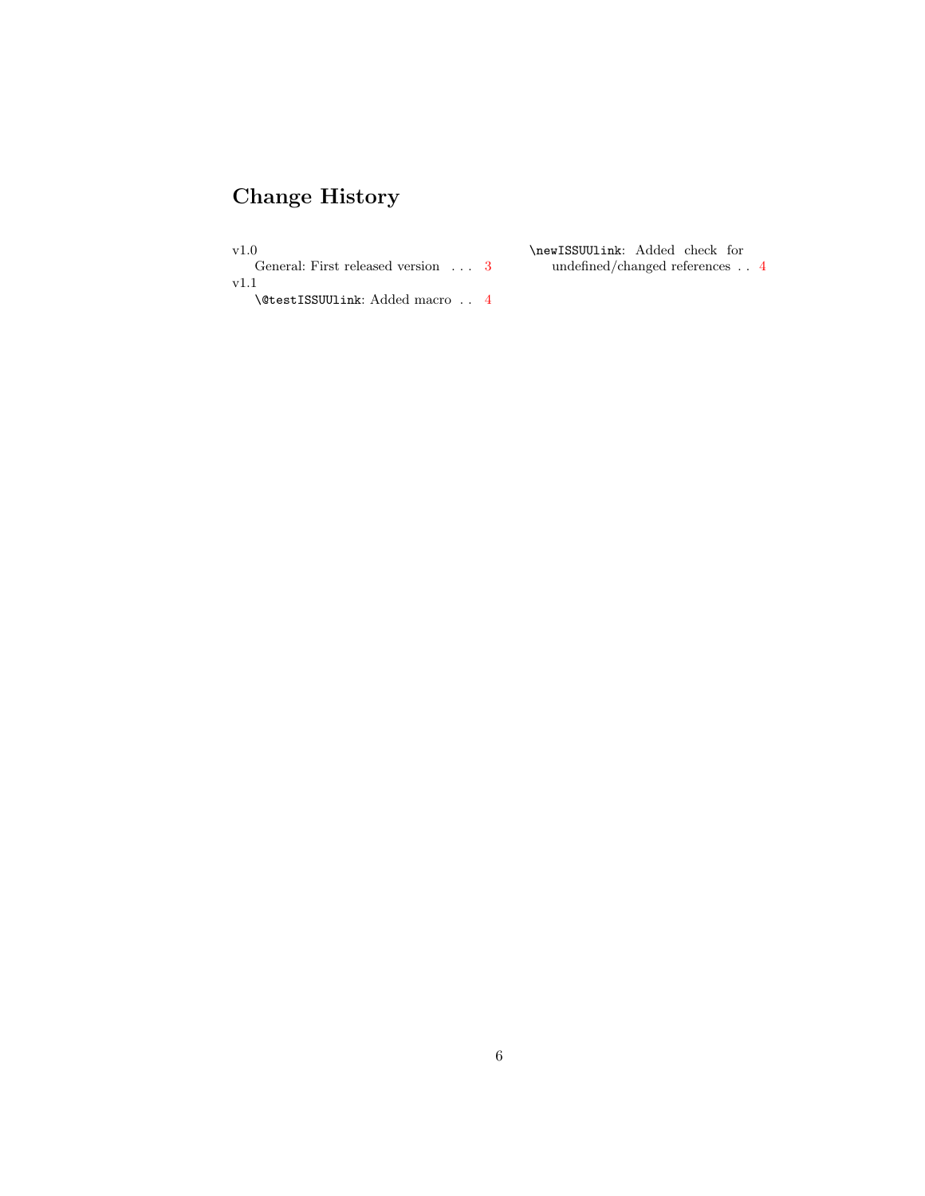# Change History

v1.0
  General: First released version . . . 3

v1.1
  `\@testISSUUlink`: Added macro . . 4
  `\newISSUUlink`: Added check for undefined/changed references . . 4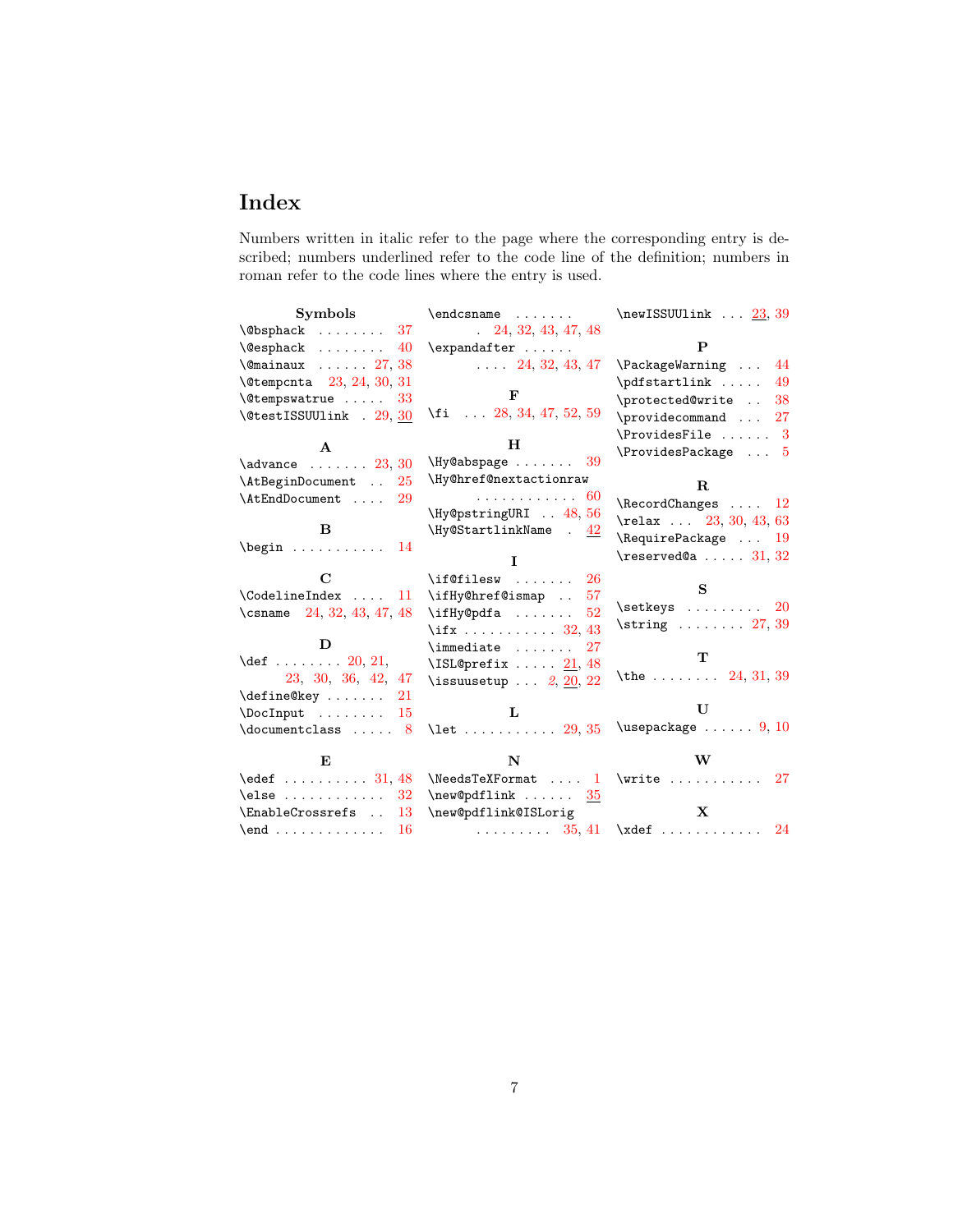# Index

Numbers written in italic refer to the page where the corresponding entry is described; numbers underlined refer to the code line of the definition; numbers in roman refer to the code lines where the entry is used.

**Symbols**

\@bsphack . . . . . . . . 37
\@esphack . . . . . . . . 40
\@mainaux . . . . . . 27, 38
\@tempcnta 23, 24, 30, 31
\@tempswatrue . . . . . 33
\@testISSUUlink . 29, 30

**A**

\advance . . . . . . . 23, 30
\AtBeginDocument . . 25
\AtEndDocument . . . . 29

**B**

\begin . . . . . . . . . . . 14

**C**

\CodelineIndex . . . . 11
\csname 24, 32, 43, 47, 48

**D**

\def . . . . . . . . 20, 21, 23, 30, 36, 42, 47
\define@key . . . . . . . 21
\DocInput . . . . . . . . 15
\documentclass . . . . . 8

**E**

\edef . . . . . . . . . . 31, 48
\else . . . . . . . . . . . . 32
\EnableCrossrefs . . 13
\end . . . . . . . . . . . . . 16
\endcsname . . . . . . . 24, 32, 43, 47, 48
\expandafter . . . . . . 24, 32, 43, 47

**F**

\fi . . . 28, 34, 47, 52, 59

**H**

\Hy@abspage . . . . . . . 39
\Hy@href@nextactionraw . . . . . . . . . . . . 60
\Hy@pstringURI . . 48, 56
\Hy@StartlinkName . 42

**I**

\if@filesw . . . . . . . 26
\ifHy@href@ismap . . 57
\ifHy@pdfa . . . . . . . 52
\ifx . . . . . . . . . . . 32, 43
\immediate . . . . . . . 27
\ISL@prefix . . . . . 21, 48
\issuusetup . . . *2*, 20, 22

**L**

\let . . . . . . . . . . . 29, 35

**N**

\NeedsTeXFormat . . . . 1
\new@pdflink . . . . . . 35
\new@pdflink@ISLorig . . . . . . . . . 35, 41
\newISSUUlink . . . 23, 39

**P**

\PackageWarning . . . 44
\pdfstartlink . . . . . 49
\protected@write . . 38
\providecommand . . . 27
\ProvidesFile . . . . . . 3
\ProvidesPackage . . . 5

**R**

\RecordChanges . . . . 12
\relax . . . 23, 30, 43, 63
\RequirePackage . . . 19
\reserved@a . . . . . 31, 32

**S**

\setkeys . . . . . . . . . 20
\string . . . . . . . . 27, 39

**T**

\the . . . . . . . . 24, 31, 39

**U**

\usepackage . . . . . . 9, 10

**W**

\write . . . . . . . . . . . 27

**X**

\xdef . . . . . . . . . . . . 24